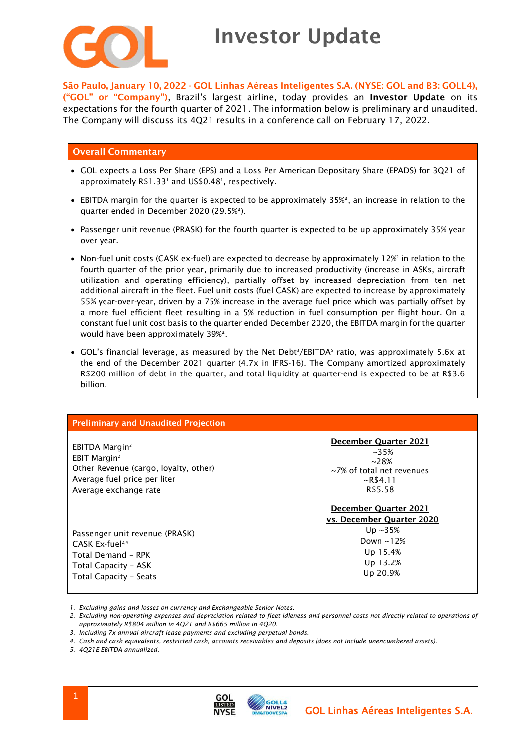# Investor Update

**São Paulo, January 10, 2022 - GOL Linhas Aéreas Inteligentes S.A. (NYSE: GOL and B3: GOLL4), ("GOL" or "Company")**, Brazil's largest airline, today provides an **Investor Update** on its expectations for the fourth quarter of 2021. The information below is preliminary and unaudited. The Company will discuss its 4Q21 results in a conference call on February 17, 2022.

## Overall Commentary

- GOL expects a Loss Per Share (EPS) and a Loss Per American Depositary Share (EPADS) for 3Q21 of approximately R$1.33[1] and US$0.48[1], respectively.
- EBITDA margin for the quarter is expected to be approximately 35%[2], an increase in relation to the quarter ended in December 2020 (29.5%[2]).
- Passenger unit revenue (PRASK) for the fourth quarter is expected to be up approximately 35% year over year.
- Non-fuel unit costs (CASK ex-fuel) are expected to decrease by approximately 12%[2] in relation to the fourth quarter of the prior year, primarily due to increased productivity (increase in ASKs, aircraft utilization and operating efficiency), partially offset by increased depreciation from ten net additional aircraft in the fleet. Fuel unit costs (fuel CASK) are expected to increase by approximately 55% year-over-year, driven by a 75% increase in the average fuel price which was partially offset by a more fuel efficient fleet resulting in a 5% reduction in fuel consumption per flight hour. On a constant fuel unit cost basis to the quarter ended December 2020, the EBITDA margin for the quarter would have been approximately 39%[2].
- GOL's financial leverage, as measured by the Net Debt[3]/EBITDA[5] ratio, was approximately 5.6x at the end of the December 2021 quarter (4.7x in IFRS-16). The Company amortized approximately R$200 million of debt in the quarter, and total liquidity at quarter-end is expected to be at R$3.6 billion.

## Preliminary and Unaudited Projection

| | December Quarter 2021 |
|---|---|
| EBITDA Margin[2] | ~35% |
| EBIT Margin[2] | ~28% |
| Other Revenue (cargo, loyalty, other) | ~7% of total net revenues |
| Average fuel price per liter | ~R$4.11 |
| Average exchange rate | R$5.58 |

| | December Quarter 2021 vs. December Quarter 2020 |
|---|---|
| Passenger unit revenue (PRASK) | Up ~35% |
| CASK Ex-fuel[2,4] | Down ~12% |
| Total Demand - RPK | Up 15.4% |
| Total Capacity - ASK | Up 13.2% |
| Total Capacity - Seats | Up 20.9% |

1. *Excluding gains and losses on currency and Exchangeable Senior Notes.*
2. *Excluding non-operating expenses and depreciation related to fleet idleness and personnel costs not directly related to operations of approximately R$804 million in 4Q21 and R$665 million in 4Q20.*
3. *Including 7x annual aircraft lease payments and excluding perpetual bonds.*
4. *Cash and cash equivalents, restricted cash, accounts receivables and deposits (does not include unencumbered assets).*
5. *4Q21E EBITDA annualized.*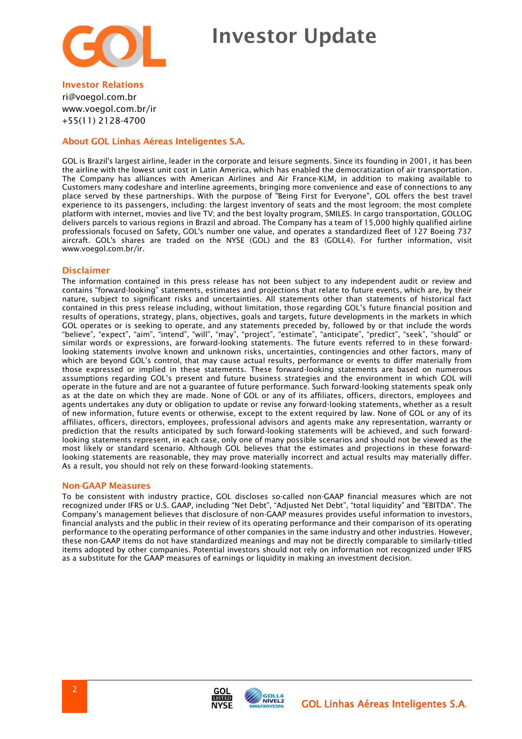# Investor Update

## Investor Relations

ri@voegol.com.br
www.voegol.com.br/ir
+55(11) 2128-4700

## About GOL Linhas Aéreas Inteligentes S.A.

GOL is Brazil's largest airline, leader in the corporate and leisure segments. Since its founding in 2001, it has been the airline with the lowest unit cost in Latin America, which has enabled the democratization of air transportation. The Company has alliances with American Airlines and Air France-KLM, in addition to making available to Customers many codeshare and interline agreements, bringing more convenience and ease of connections to any place served by these partnerships. With the purpose of "Being First for Everyone", GOL offers the best travel experience to its passengers, including: the largest inventory of seats and the most legroom; the most complete platform with internet, movies and live TV; and the best loyalty program, SMILES. In cargo transportation, GOLLOG delivers parcels to various regions in Brazil and abroad. The Company has a team of 15,000 highly qualified airline professionals focused on Safety, GOL's number one value, and operates a standardized fleet of 127 Boeing 737 aircraft. GOL's shares are traded on the NYSE (GOL) and the B3 (GOLL4). For further information, visit www.voegol.com.br/ir.

## Disclaimer

The information contained in this press release has not been subject to any independent audit or review and contains "forward-looking" statements, estimates and projections that relate to future events, which are, by their nature, subject to significant risks and uncertainties. All statements other than statements of historical fact contained in this press release including, without limitation, those regarding GOL's future financial position and results of operations, strategy, plans, objectives, goals and targets, future developments in the markets in which GOL operates or is seeking to operate, and any statements preceded by, followed by or that include the words "believe", "expect", "aim", "intend", "will", "may", "project", "estimate", "anticipate", "predict", "seek", "should" or similar words or expressions, are forward-looking statements. The future events referred to in these forward-looking statements involve known and unknown risks, uncertainties, contingencies and other factors, many of which are beyond GOL's control, that may cause actual results, performance or events to differ materially from those expressed or implied in these statements. These forward-looking statements are based on numerous assumptions regarding GOL's present and future business strategies and the environment in which GOL will operate in the future and are not a guarantee of future performance. Such forward-looking statements speak only as at the date on which they are made. None of GOL or any of its affiliates, officers, directors, employees and agents undertakes any duty or obligation to update or revise any forward-looking statements, whether as a result of new information, future events or otherwise, except to the extent required by law. None of GOL or any of its affiliates, officers, directors, employees, professional advisors and agents make any representation, warranty or prediction that the results anticipated by such forward-looking statements will be achieved, and such forward-looking statements represent, in each case, only one of many possible scenarios and should not be viewed as the most likely or standard scenario. Although GOL believes that the estimates and projections in these forward-looking statements are reasonable, they may prove materially incorrect and actual results may materially differ. As a result, you should not rely on these forward-looking statements.

## Non-GAAP Measures

To be consistent with industry practice, GOL discloses so-called non-GAAP financial measures which are not recognized under IFRS or U.S. GAAP, including "Net Debt", "Adjusted Net Debt", "total liquidity" and "EBITDA". The Company's management believes that disclosure of non-GAAP measures provides useful information to investors, financial analysts and the public in their review of its operating performance and their comparison of its operating performance to the operating performance of other companies in the same industry and other industries. However, these non-GAAP items do not have standardized meanings and may not be directly comparable to similarly-titled items adopted by other companies. Potential investors should not rely on information not recognized under IFRS as a substitute for the GAAP measures of earnings or liquidity in making an investment decision.